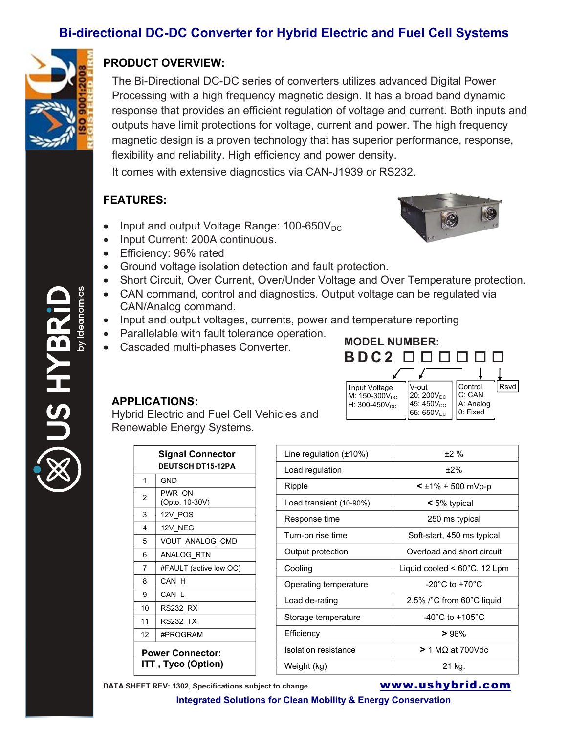# Bi-directional DC-DC Converter for Hybrid Electric and Fuel Cell Systems

## PRODUCT OVERVIEW:

The Bi-Directional DC-DC series of converters utilizes advanced Digital Power Processing with a high frequency magnetic design. It has a broad band dynamic response that provides an efficient regulation of voltage and current. Both inputs and outputs have limit protections for voltage, current and power. The high frequency magnetic design is a proven technology that has superior performance, response, flexibility and reliability. High efficiency and power density.

It comes with extensive diagnostics via CAN-J1939 or RS232.

## FEATURES:

- Input and output Voltage Range: 100-650$V_{DC}$
- Input Current: 200A continuous.
- Efficiency: 96% rated
- Ground voltage isolation detection and fault protection.
- Short Circuit, Over Current, Over/Under Voltage and Over Temperature protection.
- CAN command, control and diagnostics. Output voltage can be regulated via CAN/Analog command.
- Input and output voltages, currents, power and temperature reporting
- Parallelable with fault tolerance operation.
- Cascaded multi-phases Converter.

## MODEL NUMBER:

**BDC2 □□□□□□**

| Input Voltage | V-out | Control | Rsvd |
|---|---|---|---|
| M: 150-300$V_{DC}$<br>H: 300-450$V_{DC}$ | 20: 200$V_{DC}$<br>45: 450$V_{DC}$<br>65: 650$V_{DC}$ | C: CAN<br>A: Analog<br>0: Fixed | |

## APPLICATIONS:

Hybrid Electric and Fuel Cell Vehicles and Renewable Energy Systems.

| Signal Connector DEUTSCH DT15-12PA | |
|---|---|
| 1 | GND |
| 2 | PWR_ON (Opto, 10-30V) |
| 3 | 12V_POS |
| 4 | 12V_NEG |
| 5 | VOUT_ANALOG_CMD |
| 6 | ANALOG_RTN |
| 7 | #FAULT (active low OC) |
| 8 | CAN_H |
| 9 | CAN_L |
| 10 | RS232_RX |
| 11 | RS232_TX |
| 12 | #PROGRAM |

**Power Connector: ITT , Tyco (Option)**

| Parameter | Value |
|---|---|
| Line regulation (±10%) | ±2 % |
| Load regulation | ±2% |
| Ripple | < ±1% + 500 mVp-p |
| Load transient (10-90%) | < 5% typical |
| Response time | 250 ms typical |
| Turn-on rise time | Soft-start, 450 ms typical |
| Output protection | Overload and short circuit |
| Cooling | Liquid cooled < 60°C, 12 Lpm |
| Operating temperature | -20°C to +70°C |
| Load de-rating | 2.5% /°C from 60°C liquid |
| Storage temperature | -40°C to +105°C |
| Efficiency | > 96% |
| Isolation resistance | > 1 MΩ at 700Vdc |
| Weight (kg) | 21 kg. |

DATA SHEET REV: 1302, Specifications subject to change.

www.ushybrid.com

Integrated Solutions for Clean Mobility & Energy Conservation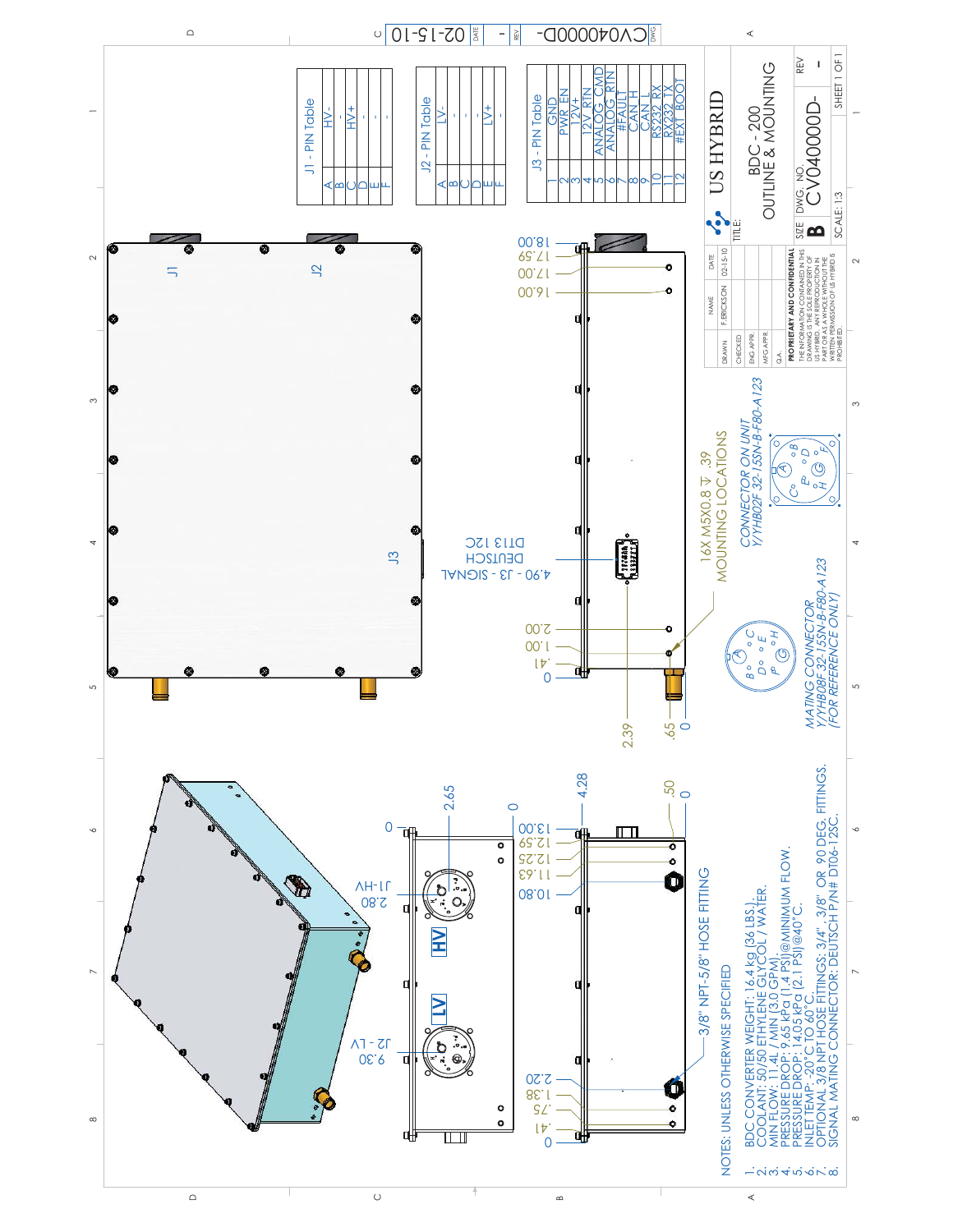# US HYBRID

**TITLE:** BDC - 200 OUTLINE & MOUNTING

| SIZE | DWG. NO. | REV |
|---|---|---|
| B | CV040000D- | - |

SCALE: 1:3 SHEET 1 OF 1

| | NAME | DATE |
|---|---|---|
| DRAWN | F.ERICKSON | 02-15-10 |
| CHECKED | | |
| ENG APPR. | | |
| MFG APPR. | | |
| Q.A. | | |

**PROPRIETARY AND CONFIDENTIAL**
THE INFORMATION CONTAINED IN THIS DRAWING IS THE SOLE PROPERTY OF US HYBRID. ANY REPRODUCTION IN PART OR AS A WHOLE WITHOUT THE WRITTEN PERMISSION OF US HYBRID IS PROHIBITED.

| DWG | REV | DATE |
|---|---|---|
| CV040000D- | - | 02-15-10 |

## J1 - PIN Table

| | |
|---|---|
| A | HV- |
| B | - |
| C | HV+ |
| D | - |
| E | - |
| F | - |

## J2 - PIN Table

| | |
|---|---|
| A | LV- |
| B | - |
| C | - |
| D | - |
| E | LV+ |
| F | - |

## J3 - PIN Table

| | |
|---|---|
| 1 | GND |
| 2 | PWR_EN |
| 3 | 12V+ |
| 4 | 12V_RTN |
| 5 | ANALOG_CMD |
| 6 | ANALOG_RTN |
| 7 | #FAULT |
| 8 | CAN_H |
| 9 | CAN_L |
| 10 | RS232_RX |
| 11 | RS232_TX |
| 12 | #EXT_BOOT |

J1 J2 J3

4.90 - J3 - SIGNAL
DEUTSCH
DT13 12C

18.00
17.59
17.00
16.00
2.00
1.00
.41
0
2.39
.65
0

16X M5X0.8 ⌵ .39
MOUNTING LOCATIONS

CONNECTOR ON UNIT
Y/YHB02F 32-15SN-B-F80-A123

MATING CONNECTOR
Y/YHB08F 32-15SN-B-F80-A123
(FOR REFERENCE ONLY)

J1-HV
2.80
J2 - LV
9.30
0
2.65
HV
LV
13.00
12.59
12.25
11.63
10.80
2.20
1.38
.75
.41
0
0
4.28
.50
0

3/8" NPT-5/8" HOSE FITTING

NOTES: UNLESS OTHERWISE SPECIFIED

1. BDC CONVERTER WEIGHT: 16.4 kg (36 LBS).
2. COOLANT: 50/50 ETHYLENE GLYCOL / WATER.
3. MIN FLOW: 11.4L / MIN (3.0 GPM).
4. PRESSURE DROP: 9.65 kPa (1.4 PSI)@MINIMUM FLOW.
5. PRESSURE DROP: 14.05 kPa (2.1 PSI)@40°C.
6. INLET TEMP: -20°C TO 60°C.
7. OPTIONAL 3/8 NPT HOSE FITTINGS: 3/4", 3/8" OR 90 DEG. FITTINGS.
8. SIGNAL MATING CONNECTOR: DEUTSCH P/N# DT06-12SC.